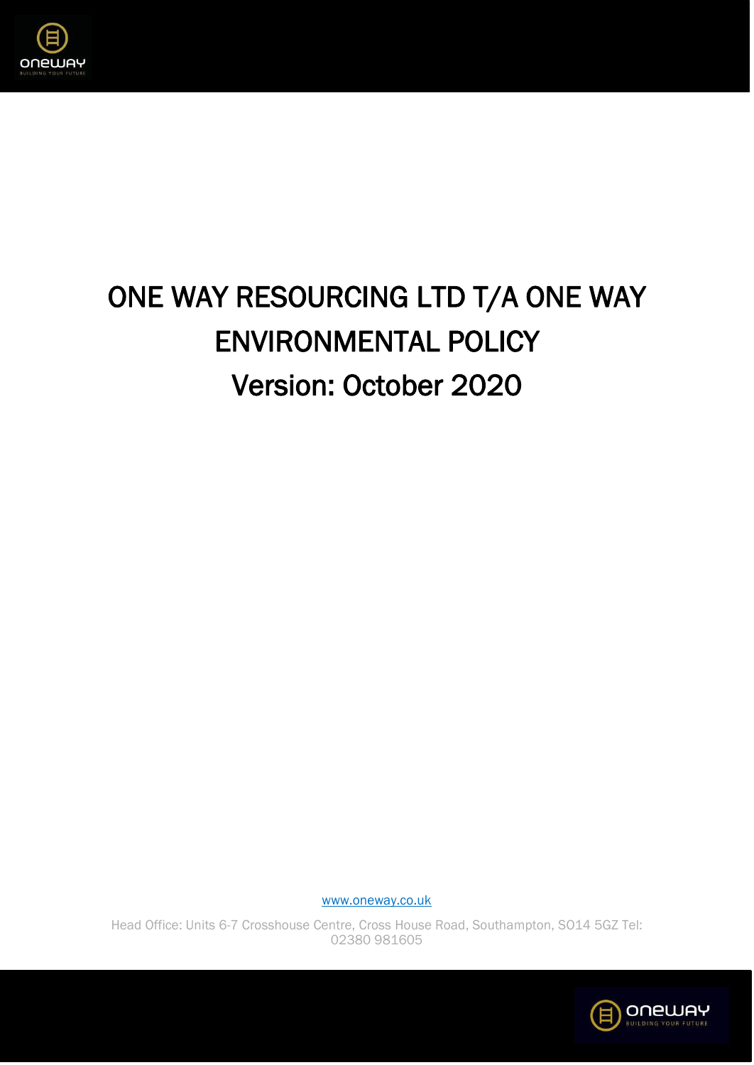# ONE WAY RESOURCING LTD T/A ONE WAY ENVIRONMENTAL POLICY

## Version: October 2020

www.oneway.co.uk

Head Office: Units 6-7 Crosshouse Centre, Cross House Road, Southampton, SO14 5GZ Tel: 02380 981605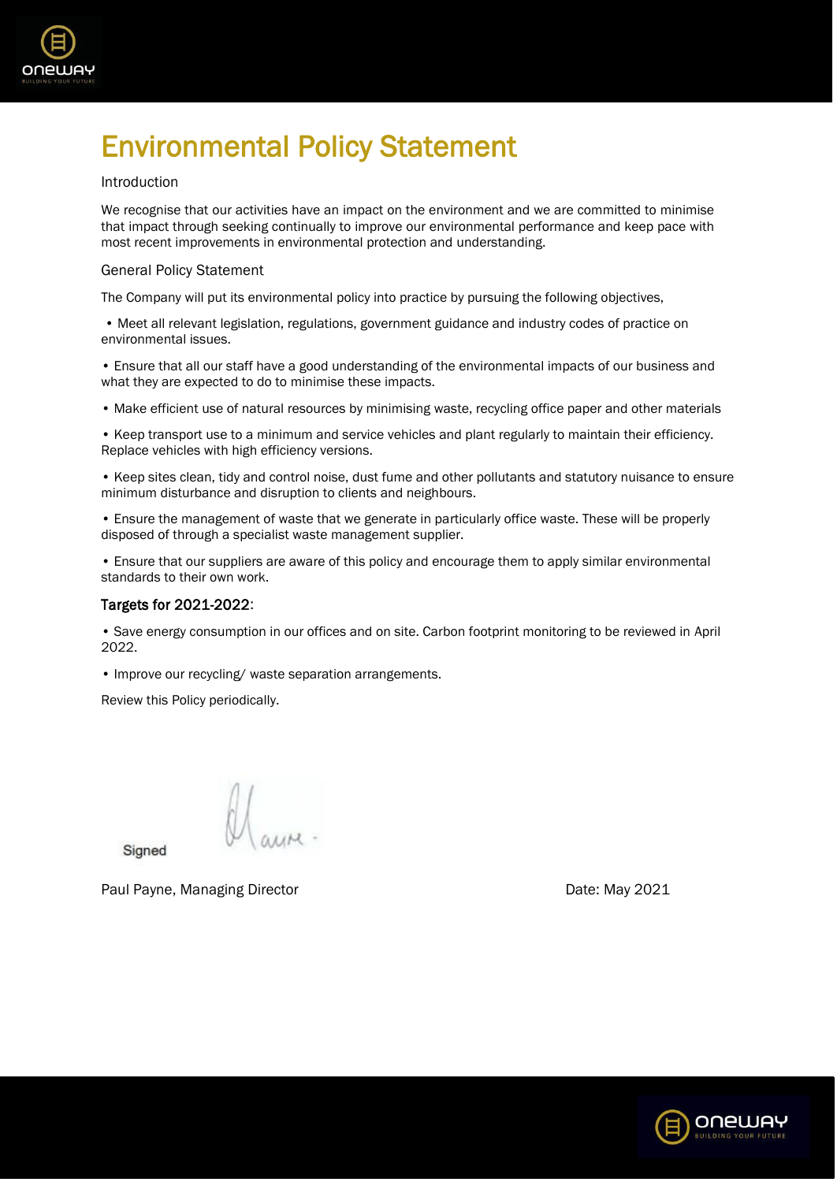# Environmental Policy Statement

Introduction

We recognise that our activities have an impact on the environment and we are committed to minimise that impact through seeking continually to improve our environmental performance and keep pace with most recent improvements in environmental protection and understanding.

General Policy Statement

The Company will put its environmental policy into practice by pursuing the following objectives,

- Meet all relevant legislation, regulations, government guidance and industry codes of practice on environmental issues.
- Ensure that all our staff have a good understanding of the environmental impacts of our business and what they are expected to do to minimise these impacts.
- Make efficient use of natural resources by minimising waste, recycling office paper and other materials
- Keep transport use to a minimum and service vehicles and plant regularly to maintain their efficiency. Replace vehicles with high efficiency versions.
- Keep sites clean, tidy and control noise, dust fume and other pollutants and statutory nuisance to ensure minimum disturbance and disruption to clients and neighbours.
- Ensure the management of waste that we generate in particularly office waste. These will be properly disposed of through a specialist waste management supplier.
- Ensure that our suppliers are aware of this policy and encourage them to apply similar environmental standards to their own work.

**Targets for 2021-2022**:

- Save energy consumption in our offices and on site. Carbon footprint monitoring to be reviewed in April 2022.
- Improve our recycling/ waste separation arrangements.

Review this Policy periodically.

Signed

Paul Payne, Managing Director

Date: May 2021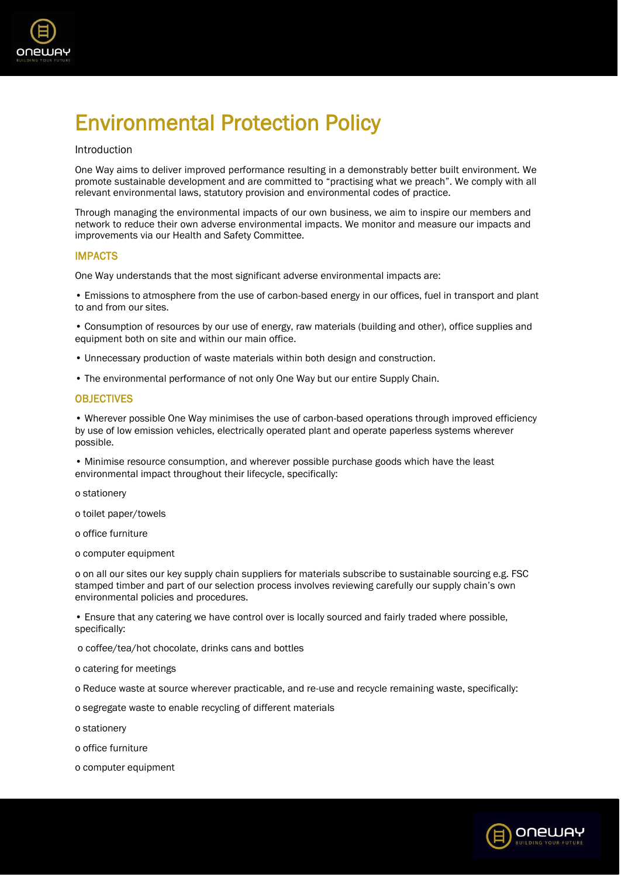# Environmental Protection Policy

Introduction

One Way aims to deliver improved performance resulting in a demonstrably better built environment. We promote sustainable development and are committed to "practising what we preach". We comply with all relevant environmental laws, statutory provision and environmental codes of practice.

Through managing the environmental impacts of our own business, we aim to inspire our members and network to reduce their own adverse environmental impacts. We monitor and measure our impacts and improvements via our Health and Safety Committee.

## IMPACTS

One Way understands that the most significant adverse environmental impacts are:

• Emissions to atmosphere from the use of carbon-based energy in our offices, fuel in transport and plant to and from our sites.

• Consumption of resources by our use of energy, raw materials (building and other), office supplies and equipment both on site and within our main office.

• Unnecessary production of waste materials within both design and construction.

• The environmental performance of not only One Way but our entire Supply Chain.

## OBJECTIVES

• Wherever possible One Way minimises the use of carbon-based operations through improved efficiency by use of low emission vehicles, electrically operated plant and operate paperless systems wherever possible.

• Minimise resource consumption, and wherever possible purchase goods which have the least environmental impact throughout their lifecycle, specifically:

o stationery

o toilet paper/towels

o office furniture

o computer equipment

o on all our sites our key supply chain suppliers for materials subscribe to sustainable sourcing e.g. FSC stamped timber and part of our selection process involves reviewing carefully our supply chain's own environmental policies and procedures.

• Ensure that any catering we have control over is locally sourced and fairly traded where possible, specifically:

o coffee/tea/hot chocolate, drinks cans and bottles

o catering for meetings

o Reduce waste at source wherever practicable, and re-use and recycle remaining waste, specifically:

o segregate waste to enable recycling of different materials

o stationery

o office furniture

o computer equipment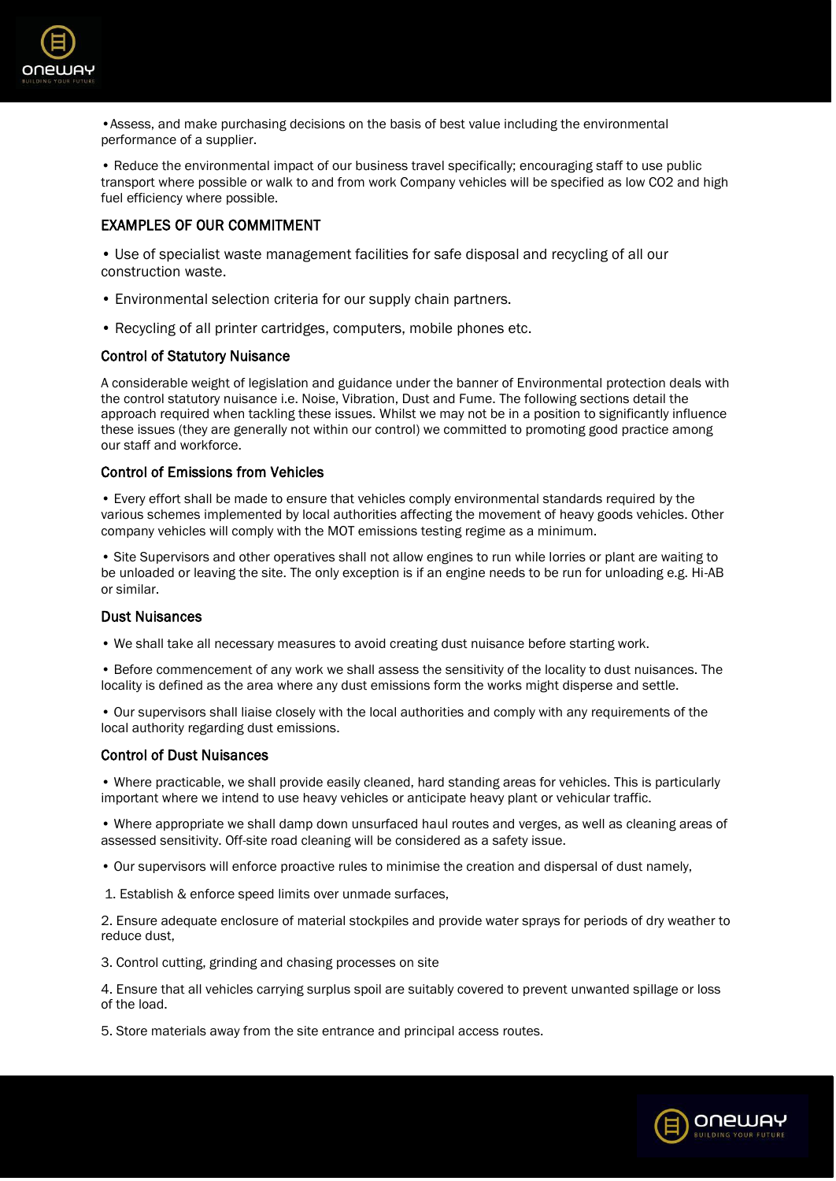•Assess, and make purchasing decisions on the basis of best value including the environmental performance of a supplier.

• Reduce the environmental impact of our business travel specifically; encouraging staff to use public transport where possible or walk to and from work Company vehicles will be specified as low CO2 and high fuel efficiency where possible.

## EXAMPLES OF OUR COMMITMENT

• Use of specialist waste management facilities for safe disposal and recycling of all our construction waste.

• Environmental selection criteria for our supply chain partners.

• Recycling of all printer cartridges, computers, mobile phones etc.

### Control of Statutory Nuisance

A considerable weight of legislation and guidance under the banner of Environmental protection deals with the control statutory nuisance i.e. Noise, Vibration, Dust and Fume. The following sections detail the approach required when tackling these issues. Whilst we may not be in a position to significantly influence these issues (they are generally not within our control) we committed to promoting good practice among our staff and workforce.

### Control of Emissions from Vehicles

• Every effort shall be made to ensure that vehicles comply environmental standards required by the various schemes implemented by local authorities affecting the movement of heavy goods vehicles. Other company vehicles will comply with the MOT emissions testing regime as a minimum.

• Site Supervisors and other operatives shall not allow engines to run while lorries or plant are waiting to be unloaded or leaving the site. The only exception is if an engine needs to be run for unloading e.g. Hi-AB or similar.

### Dust Nuisances

• We shall take all necessary measures to avoid creating dust nuisance before starting work.

• Before commencement of any work we shall assess the sensitivity of the locality to dust nuisances. The locality is defined as the area where any dust emissions form the works might disperse and settle.

• Our supervisors shall liaise closely with the local authorities and comply with any requirements of the local authority regarding dust emissions.

### Control of Dust Nuisances

• Where practicable, we shall provide easily cleaned, hard standing areas for vehicles. This is particularly important where we intend to use heavy vehicles or anticipate heavy plant or vehicular traffic.

• Where appropriate we shall damp down unsurfaced haul routes and verges, as well as cleaning areas of assessed sensitivity. Off-site road cleaning will be considered as a safety issue.

• Our supervisors will enforce proactive rules to minimise the creation and dispersal of dust namely,

1. Establish & enforce speed limits over unmade surfaces,
2. Ensure adequate enclosure of material stockpiles and provide water sprays for periods of dry weather to reduce dust,
3. Control cutting, grinding and chasing processes on site
4. Ensure that all vehicles carrying surplus spoil are suitably covered to prevent unwanted spillage or loss of the load.
5. Store materials away from the site entrance and principal access routes.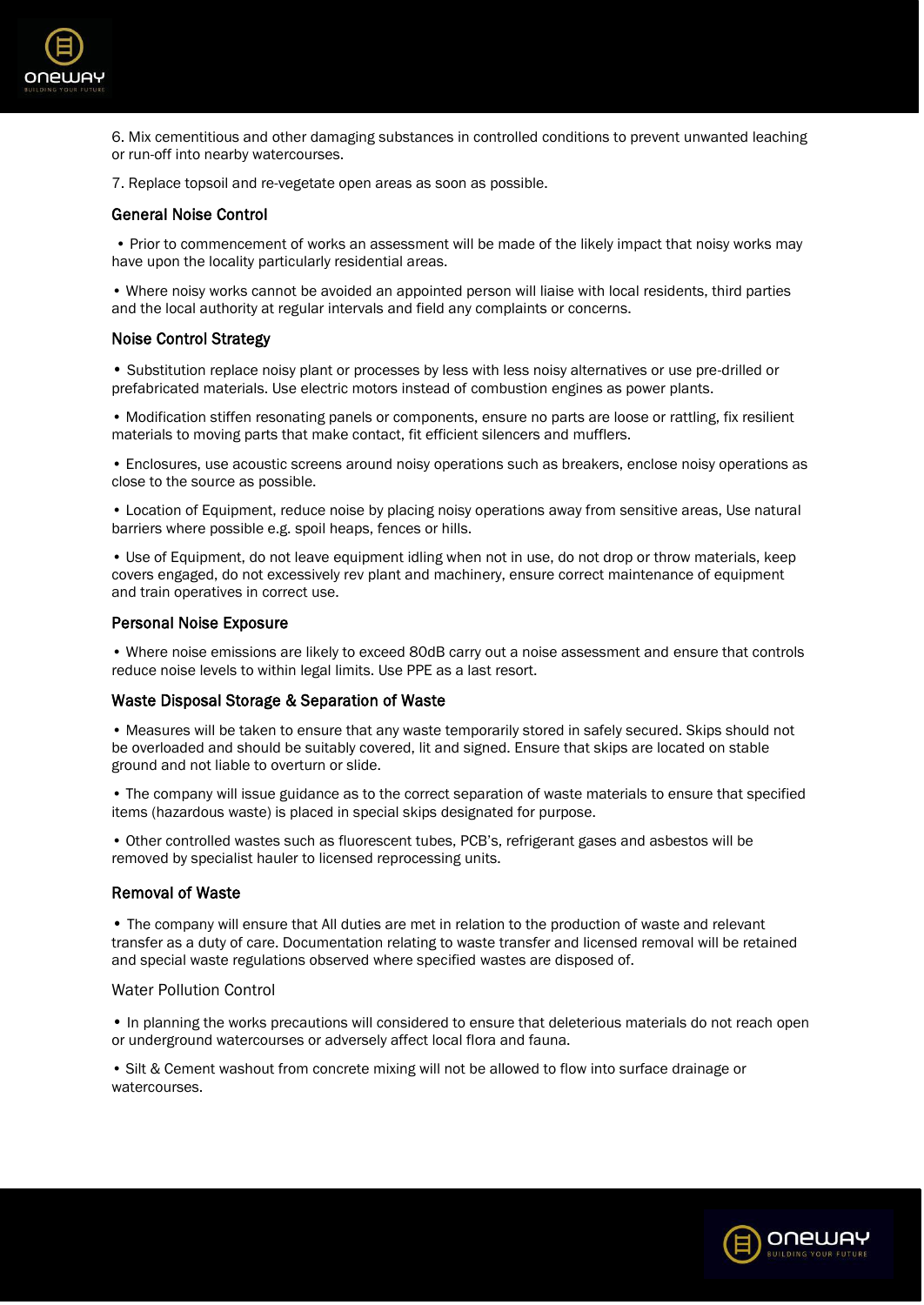6. Mix cementitious and other damaging substances in controlled conditions to prevent unwanted leaching or run-off into nearby watercourses.

7. Replace topsoil and re-vegetate open areas as soon as possible.

### General Noise Control

• Prior to commencement of works an assessment will be made of the likely impact that noisy works may have upon the locality particularly residential areas.

• Where noisy works cannot be avoided an appointed person will liaise with local residents, third parties and the local authority at regular intervals and field any complaints or concerns.

### Noise Control Strategy

• Substitution replace noisy plant or processes by less with less noisy alternatives or use pre-drilled or prefabricated materials. Use electric motors instead of combustion engines as power plants.

• Modification stiffen resonating panels or components, ensure no parts are loose or rattling, fix resilient materials to moving parts that make contact, fit efficient silencers and mufflers.

• Enclosures, use acoustic screens around noisy operations such as breakers, enclose noisy operations as close to the source as possible.

• Location of Equipment, reduce noise by placing noisy operations away from sensitive areas, Use natural barriers where possible e.g. spoil heaps, fences or hills.

• Use of Equipment, do not leave equipment idling when not in use, do not drop or throw materials, keep covers engaged, do not excessively rev plant and machinery, ensure correct maintenance of equipment and train operatives in correct use.

### Personal Noise Exposure

• Where noise emissions are likely to exceed 80dB carry out a noise assessment and ensure that controls reduce noise levels to within legal limits. Use PPE as a last resort.

### Waste Disposal Storage & Separation of Waste

• Measures will be taken to ensure that any waste temporarily stored in safely secured. Skips should not be overloaded and should be suitably covered, lit and signed. Ensure that skips are located on stable ground and not liable to overturn or slide.

• The company will issue guidance as to the correct separation of waste materials to ensure that specified items (hazardous waste) is placed in special skips designated for purpose.

• Other controlled wastes such as fluorescent tubes, PCB's, refrigerant gases and asbestos will be removed by specialist hauler to licensed reprocessing units.

### Removal of Waste

• The company will ensure that All duties are met in relation to the production of waste and relevant transfer as a duty of care. Documentation relating to waste transfer and licensed removal will be retained and special waste regulations observed where specified wastes are disposed of.

### Water Pollution Control

• In planning the works precautions will considered to ensure that deleterious materials do not reach open or underground watercourses or adversely affect local flora and fauna.

• Silt & Cement washout from concrete mixing will not be allowed to flow into surface drainage or watercourses.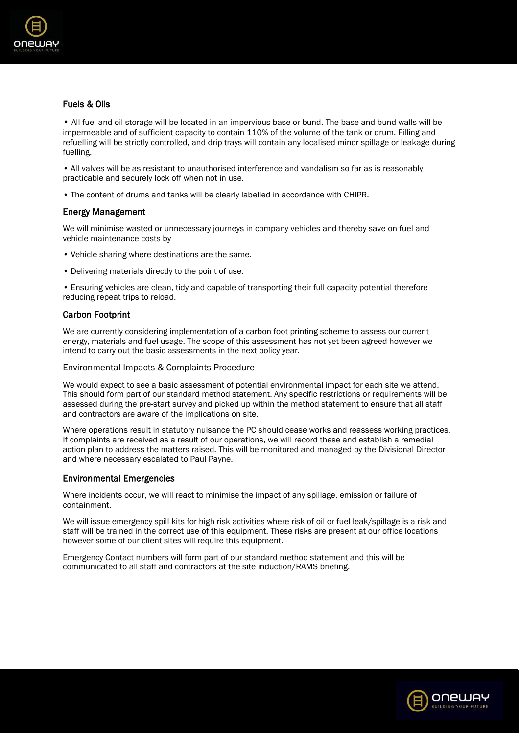### Fuels & Oils

- All fuel and oil storage will be located in an impervious base or bund. The base and bund walls will be impermeable and of sufficient capacity to contain 110% of the volume of the tank or drum. Filling and refuelling will be strictly controlled, and drip trays will contain any localised minor spillage or leakage during fuelling.
- All valves will be as resistant to unauthorised interference and vandalism so far as is reasonably practicable and securely lock off when not in use.
- The content of drums and tanks will be clearly labelled in accordance with CHIPR.

### Energy Management

We will minimise wasted or unnecessary journeys in company vehicles and thereby save on fuel and vehicle maintenance costs by

- Vehicle sharing where destinations are the same.
- Delivering materials directly to the point of use.
- Ensuring vehicles are clean, tidy and capable of transporting their full capacity potential therefore reducing repeat trips to reload.

### Carbon Footprint

We are currently considering implementation of a carbon foot printing scheme to assess our current energy, materials and fuel usage. The scope of this assessment has not yet been agreed however we intend to carry out the basic assessments in the next policy year.

### Environmental Impacts & Complaints Procedure

We would expect to see a basic assessment of potential environmental impact for each site we attend. This should form part of our standard method statement. Any specific restrictions or requirements will be assessed during the pre-start survey and picked up within the method statement to ensure that all staff and contractors are aware of the implications on site.

Where operations result in statutory nuisance the PC should cease works and reassess working practices. If complaints are received as a result of our operations, we will record these and establish a remedial action plan to address the matters raised. This will be monitored and managed by the Divisional Director and where necessary escalated to Paul Payne.

### Environmental Emergencies

Where incidents occur, we will react to minimise the impact of any spillage, emission or failure of containment.

We will issue emergency spill kits for high risk activities where risk of oil or fuel leak/spillage is a risk and staff will be trained in the correct use of this equipment. These risks are present at our office locations however some of our client sites will require this equipment.

Emergency Contact numbers will form part of our standard method statement and this will be communicated to all staff and contractors at the site induction/RAMS briefing.